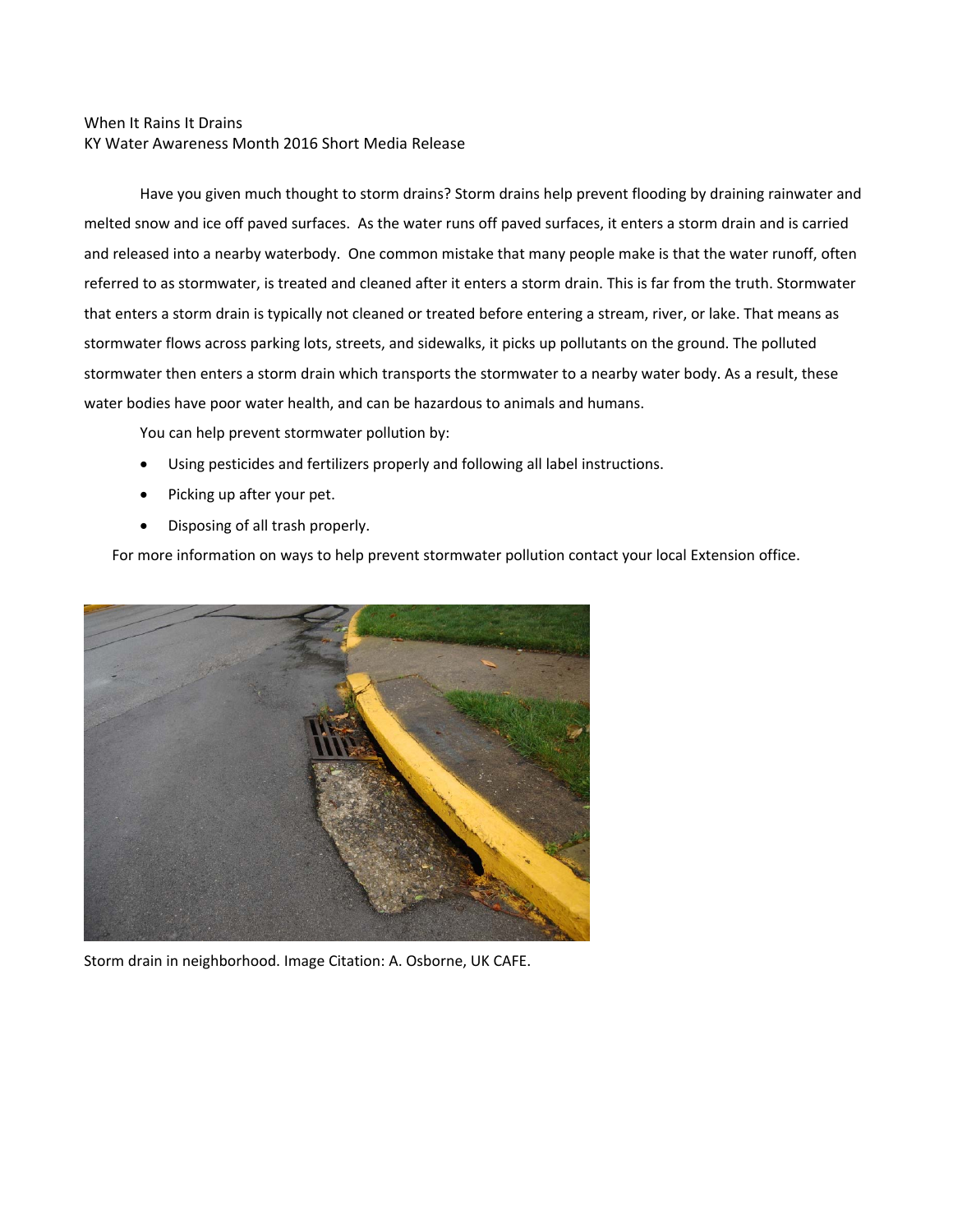When It Rains It Drains
KY Water Awareness Month 2016 Short Media Release

Have you given much thought to storm drains? Storm drains help prevent flooding by draining rainwater and melted snow and ice off paved surfaces. As the water runs off paved surfaces, it enters a storm drain and is carried and released into a nearby waterbody. One common mistake that many people make is that the water runoff, often referred to as stormwater, is treated and cleaned after it enters a storm drain. This is far from the truth. Stormwater that enters a storm drain is typically not cleaned or treated before entering a stream, river, or lake. That means as stormwater flows across parking lots, streets, and sidewalks, it picks up pollutants on the ground. The polluted stormwater then enters a storm drain which transports the stormwater to a nearby water body. As a result, these water bodies have poor water health, and can be hazardous to animals and humans.

You can help prevent stormwater pollution by:

- Using pesticides and fertilizers properly and following all label instructions.
- Picking up after your pet.
- Disposing of all trash properly.

For more information on ways to help prevent stormwater pollution contact your local Extension office.

Storm drain in neighborhood. Image Citation: A. Osborne, UK CAFE.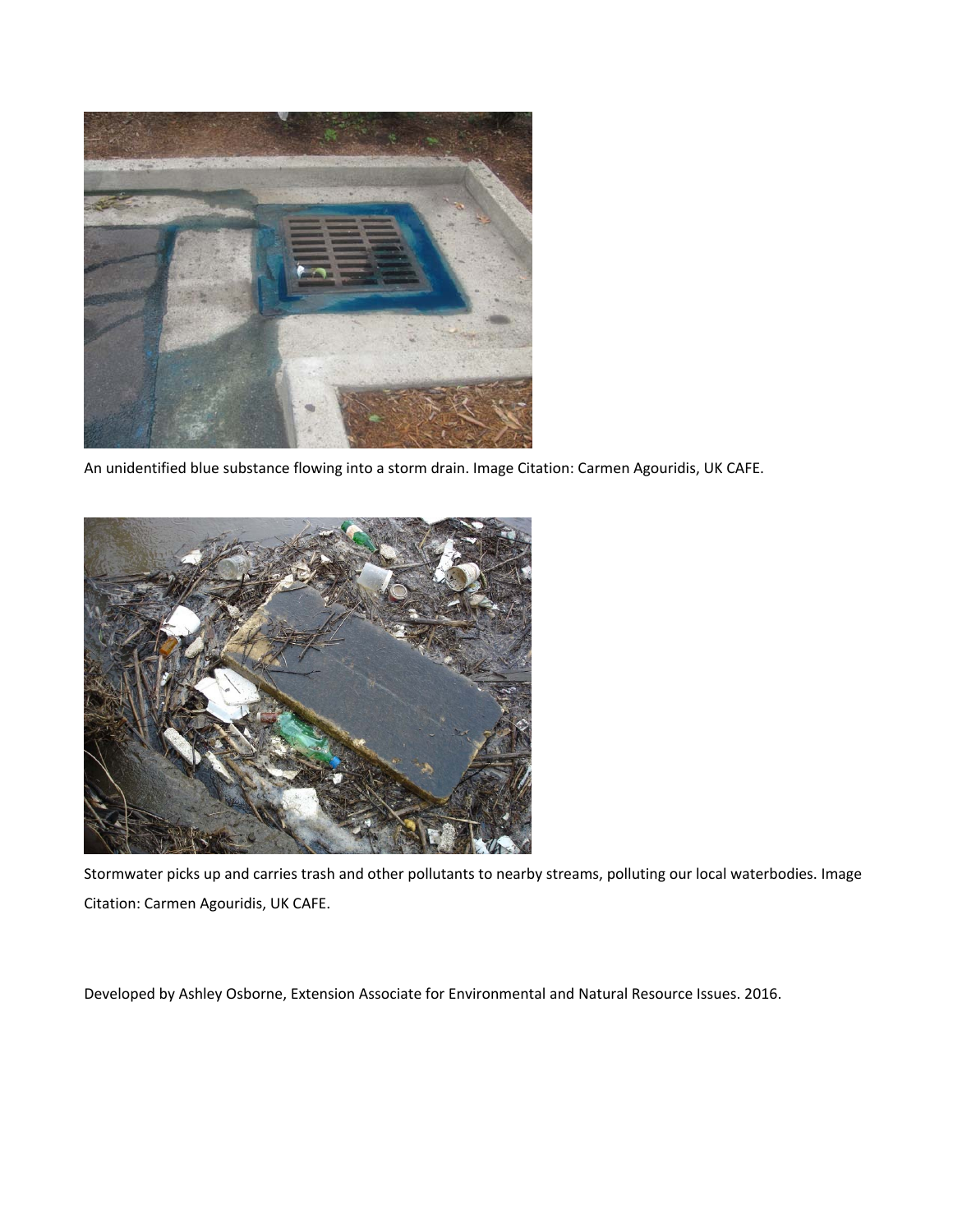An unidentified blue substance flowing into a storm drain. Image Citation: Carmen Agouridis, UK CAFE.

Stormwater picks up and carries trash and other pollutants to nearby streams, polluting our local waterbodies. Image Citation: Carmen Agouridis, UK CAFE.

Developed by Ashley Osborne, Extension Associate for Environmental and Natural Resource Issues. 2016.